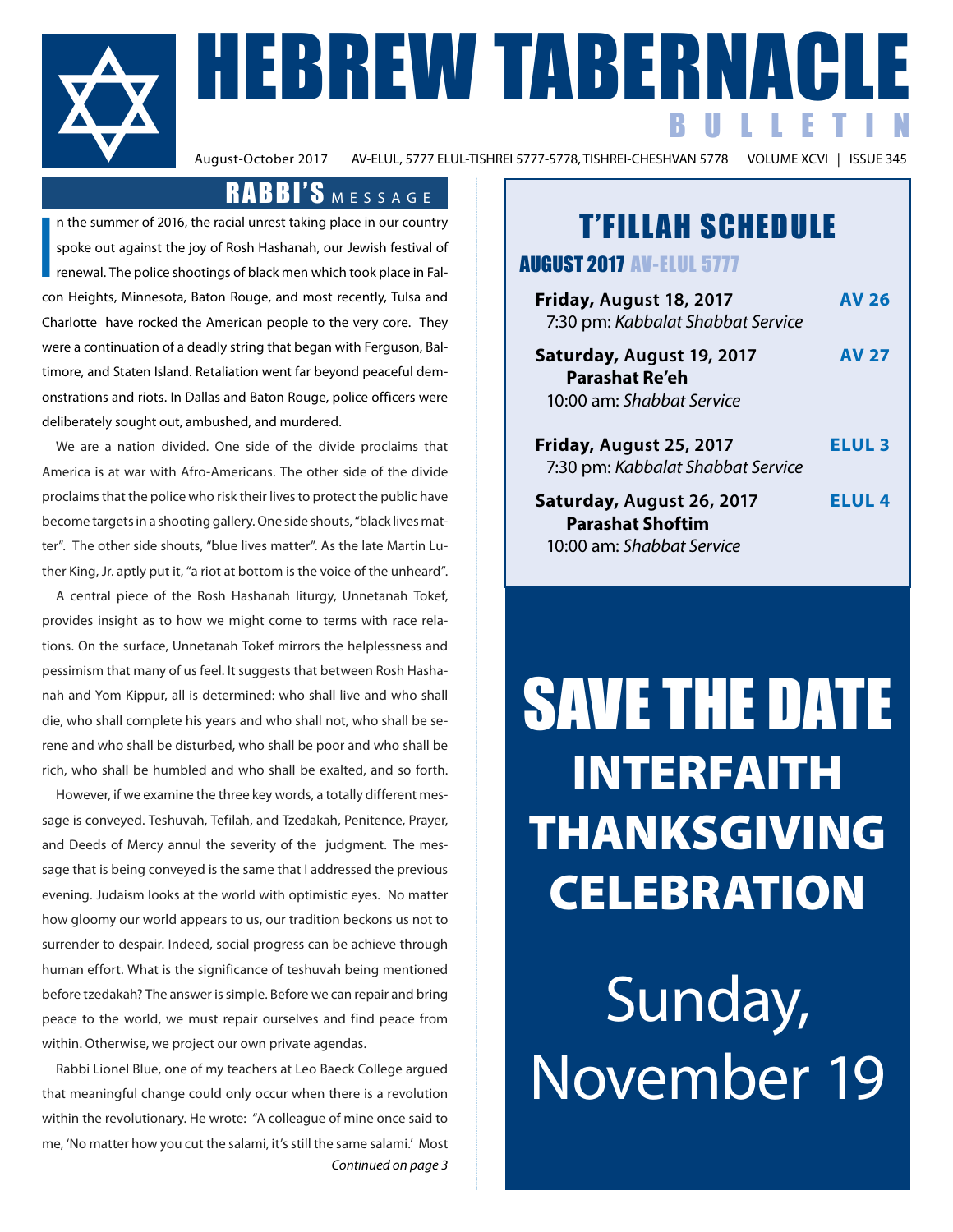# HEBREW TABERNACLE BULLETIN

August-October 2017 AV-ELUL, 5777 ELUL-TISHREI 5777-5778, TISHREI-CHESHVAN 5778 VOLUME XCVI | ISSUE 345

## RABBI'S MESSAGE

In the summer of 2016, the racial unrest taking place in our country spoke out against the joy of Rosh Hashanah, our Jewish festival of renewal. The police shootings of black men which took place in Falcon Heights, Minnesota, Baton Rouge, and most recently, Tulsa and Charlotte have rocked the American people to the very core. They were a continuation of a deadly string that began with Ferguson, Baltimore, and Staten Island. Retaliation went far beyond peaceful demonstrations and riots. In Dallas and Baton Rouge, police officers were deliberately sought out, ambushed, and murdered.

We are a nation divided. One side of the divide proclaims that America is at war with Afro-Americans. The other side of the divide proclaims that the police who risk their lives to protect the public have become targets in a shooting gallery. One side shouts, "black lives matter". The other side shouts, "blue lives matter". As the late Martin Luther King, Jr. aptly put it, "a riot at bottom is the voice of the unheard".

A central piece of the Rosh Hashanah liturgy, Unnetanah Tokef, provides insight as to how we might come to terms with race relations. On the surface, Unnetanah Tokef mirrors the helplessness and pessimism that many of us feel. It suggests that between Rosh Hashanah and Yom Kippur, all is determined: who shall live and who shall die, who shall complete his years and who shall not, who shall be serene and who shall be disturbed, who shall be poor and who shall be rich, who shall be humbled and who shall be exalted, and so forth.

However, if we examine the three key words, a totally different message is conveyed. Teshuvah, Tefilah, and Tzedakah, Penitence, Prayer, and Deeds of Mercy annul the severity of the judgment. The message that is being conveyed is the same that I addressed the previous evening. Judaism looks at the world with optimistic eyes. No matter how gloomy our world appears to us, our tradition beckons us not to surrender to despair. Indeed, social progress can be achieve through human effort. What is the significance of teshuvah being mentioned before tzedakah? The answer is simple. Before we can repair and bring peace to the world, we must repair ourselves and find peace from within. Otherwise, we project our own private agendas.

Rabbi Lionel Blue, one of my teachers at Leo Baeck College argued that meaningful change could only occur when there is a revolution within the revolutionary. He wrote: "A colleague of mine once said to me, 'No matter how you cut the salami, it's still the same salami.' Most

*Continued on page 3*

## T'FILLAH SCHEDULE

### AUGUST 2017 AV-ELUL 5777

**Friday, August 18, 2017** — **AV 26**
7:30 pm: *Kabbalat Shabbat Service*

**Saturday, August 19, 2017** — **AV 27**
**Parashat Re'eh**
10:00 am: *Shabbat Service*

**Friday, August 25, 2017** — **ELUL 3**
7:30 pm: *Kabbalat Shabbat Service*

**Saturday, August 26, 2017** — **ELUL 4**
**Parashat Shoftim**
10:00 am: *Shabbat Service*

## SAVE THE DATE

### INTERFAITH THANKSGIVING CELEBRATION

Sunday, November 19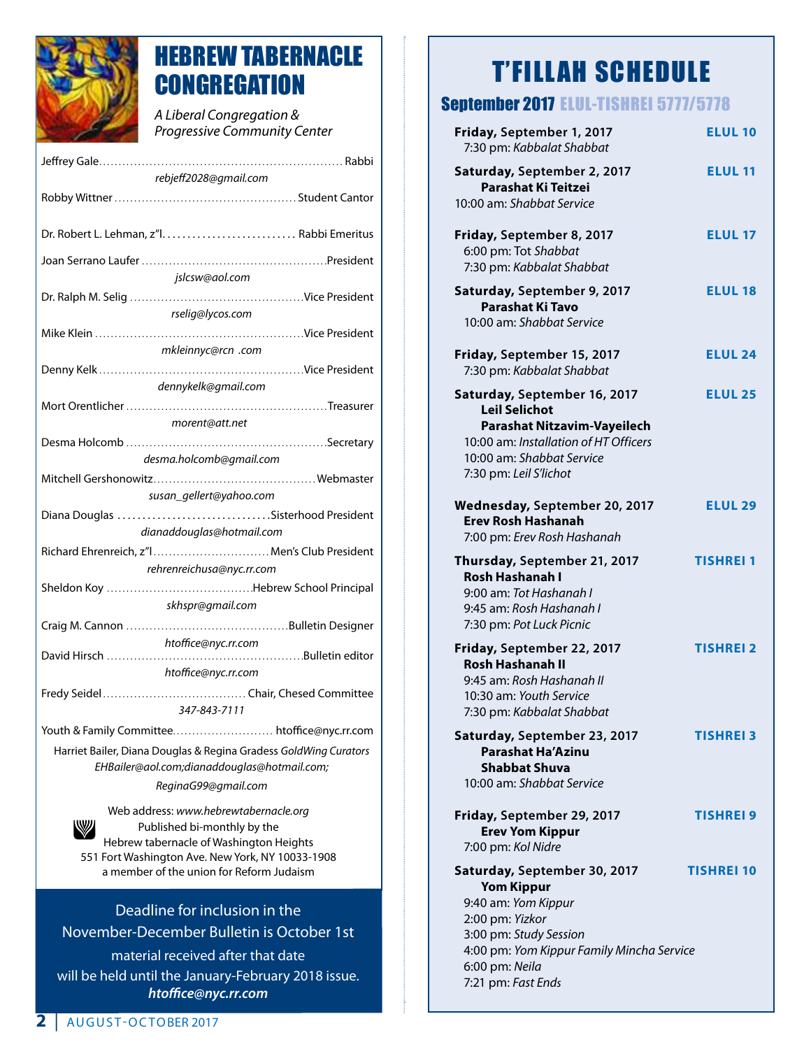# HEBREW TABERNACLE CONGREGATION

*A Liberal Congregation & Progressive Community Center*

Jeffrey Gale ........ Rabbi
*rebjeff2028@gmail.com*

Robby Wittner ........ Student Cantor

Dr. Robert L. Lehman, z"l ........ Rabbi Emeritus

Joan Serrano Laufer ........ President
*jslcsw@aol.com*

Dr. Ralph M. Selig ........ Vice President
*rselig@lycos.com*

Mike Klein ........ Vice President
*mkleinnyc@rcn .com*

Denny Kelk ........ Vice President
*dennykelk@gmail.com*

Mort Orentlicher ........ Treasurer
*morent@att.net*

Desma Holcomb ........ Secretary
*desma.holcomb@gmail.com*

Mitchell Gershonowitz ........ Webmaster
*susan_gellert@yahoo.com*

Diana Douglas ........ Sisterhood President
*dianaddouglas@hotmail.com*

Richard Ehrenreich, z"l ........ Men's Club President
*rehrenreichusa@nyc.rr.com*

Sheldon Koy ........ Hebrew School Principal
*skhspr@gmail.com*

Craig M. Cannon ........ Bulletin Designer
*htoffice@nyc.rr.com*

David Hirsch ........ Bulletin editor
*htoffice@nyc.rr.com*

Fredy Seidel ........ Chair, Chesed Committee
*347-843-7111*

Youth & Family Committee ........ htoffice@nyc.rr.com

Harriet Bailer, Diana Douglas & Regina Gradess *GoldWing Curators*
*EHBailer@aol.com;dianaddouglas@hotmail.com;*
*ReginaG99@gmail.com*

Web address: *www.hebrewtabernacle.org*
Published bi-monthly by the
Hebrew tabernacle of Washington Heights
551 Fort Washington Ave. New York, NY 10033-1908
a member of the union for Reform Judaism

Deadline for inclusion in the November-December Bulletin is October 1st material received after that date will be held until the January-February 2018 issue.
***htoffice@nyc.rr.com***

# T'FILLAH SCHEDULE

## September 2017 ELUL-TISHREI 5777/5778

**Friday, September 1, 2017** — **ELUL 10**
7:30 pm: *Kabbalat Shabbat*

**Saturday, September 2, 2017** — **ELUL 11**
**Parashat Ki Teitzei**
10:00 am: *Shabbat Service*

**Friday, September 8, 2017** — **ELUL 17**
6:00 pm: Tot *Shabbat*
7:30 pm: *Kabbalat Shabbat*

**Saturday, September 9, 2017** — **ELUL 18**
**Parashat Ki Tavo**
10:00 am: *Shabbat Service*

**Friday, September 15, 2017** — **ELUL 24**
7:30 pm: *Kabbalat Shabbat*

**Saturday, September 16, 2017** — **ELUL 25**
**Leil Selichot**
**Parashat Nitzavim-Vayeilech**
10:00 am: *Installation of HT Officers*
10:00 am: *Shabbat Service*
7:30 pm: *Leil S'lichot*

**Wednesday, September 20, 2017** — **ELUL 29**
**Erev Rosh Hashanah**
7:00 pm: *Erev Rosh Hashanah*

**Thursday, September 21, 2017** — **TISHREI 1**
**Rosh Hashanah I**
9:00 am: *Tot Hashanah I*
9:45 am: *Rosh Hashanah I*
7:30 pm: *Pot Luck Picnic*

**Friday, September 22, 2017** — **TISHREI 2**
**Rosh Hashanah II**
9:45 am: *Rosh Hashanah II*
10:30 am: *Youth Service*
7:30 pm: *Kabbalat Shabbat*

**Saturday, September 23, 2017** — **TISHREI 3**
**Parashat Ha'Azinu**
**Shabbat Shuva**
10:00 am: *Shabbat Service*

**Friday, September 29, 2017** — **TISHREI 9**
**Erev Yom Kippur**
7:00 pm: *Kol Nidre*

**Saturday, September 30, 2017** — **TISHREI 10**
**Yom Kippur**
9:40 am: *Yom Kippur*
2:00 pm: *Yizkor*
3:00 pm: *Study Session*
4:00 pm: *Yom Kippur Family Mincha Service*
6:00 pm: *Neila*
7:21 pm: *Fast Ends*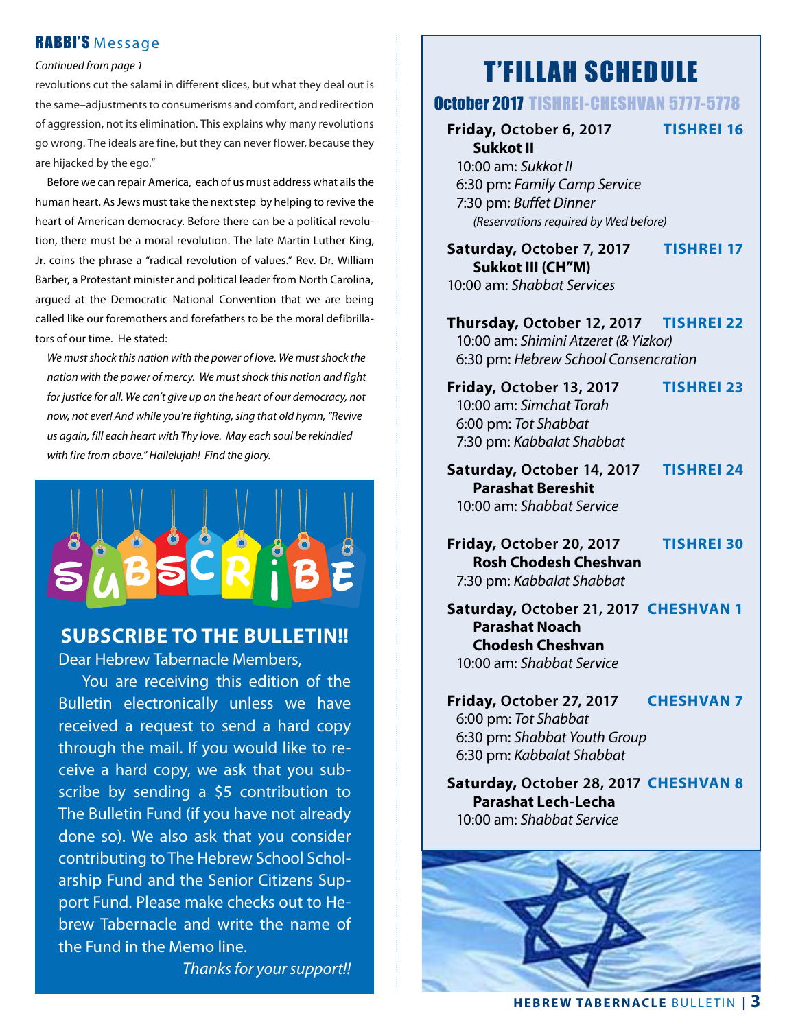## RABBI'S Message

*Continued from page 1*

revolutions cut the salami in different slices, but what they deal out is the same–adjustments to consumerisms and comfort, and redirection of aggression, not its elimination. This explains why many revolutions go wrong. The ideals are fine, but they can never flower, because they are hijacked by the ego."

Before we can repair America, each of us must address what ails the human heart. As Jews must take the next step by helping to revive the heart of American democracy. Before there can be a political revolution, there must be a moral revolution. The late Martin Luther King, Jr. coins the phrase a "radical revolution of values." Rev. Dr. William Barber, a Protestant minister and political leader from North Carolina, argued at the Democratic National Convention that we are being called like our foremothers and forefathers to be the moral defibrillators of our time. He stated:

*We must shock this nation with the power of love. We must shock the nation with the power of mercy. We must shock this nation and fight for justice for all. We can't give up on the heart of our democracy, not now, not ever! And while you're fighting, sing that old hymn, "Revive us again, fill each heart with Thy love. May each soul be rekindled with fire from above." Hallelujah! Find the glory.*

SUBSCRIBE

### SUBSCRIBE TO THE BULLETIN!!

Dear Hebrew Tabernacle Members,

You are receiving this edition of the Bulletin electronically unless we have received a request to send a hard copy through the mail. If you would like to receive a hard copy, we ask that you subscribe by sending a $5 contribution to The Bulletin Fund (if you have not already done so). We also ask that you consider contributing to The Hebrew School Scholarship Fund and the Senior Citizens Support Fund. Please make checks out to Hebrew Tabernacle and write the name of the Fund in the Memo line.

*Thanks for your support!!*

## T'FILLAH SCHEDULE

### October 2017 TISHREI-CHESHVAN 5777-5778

**Friday, October 6, 2017** — **TISHREI 16**
**Sukkot II**
10:00 am: *Sukkot II*
6:30 pm: *Family Camp Service*
7:30 pm: *Buffet Dinner*
*(Reservations required by Wed before)*

**Saturday, October 7, 2017** — **TISHREI 17**
**Sukkot III (CH"M)**
10:00 am: *Shabbat Services*

**Thursday, October 12, 2017** — **TISHREI 22**
10:00 am: *Shimini Atzeret (& Yizkor)*
6:30 pm: *Hebrew School Consencration*

**Friday, October 13, 2017** — **TISHREI 23**
10:00 am: *Simchat Torah*
6:00 pm: *Tot Shabbat*
7:30 pm: *Kabbalat Shabbat*

**Saturday, October 14, 2017** — **TISHREI 24**
**Parashat Bereshit**
10:00 am: *Shabbat Service*

**Friday, October 20, 2017** — **TISHREI 30**
**Rosh Chodesh Cheshvan**
7:30 pm: *Kabbalat Shabbat*

**Saturday, October 21, 2017** — **CHESHVAN 1**
**Parashat Noach**
**Chodesh Cheshvan**
10:00 am: *Shabbat Service*

**Friday, October 27, 2017** — **CHESHVAN 7**
6:00 pm: *Tot Shabbat*
6:30 pm: *Shabbat Youth Group*
6:30 pm: *Kabbalat Shabbat*

**Saturday, October 28, 2017** — **CHESHVAN 8**
**Parashat Lech-Lecha**
10:00 am: *Shabbat Service*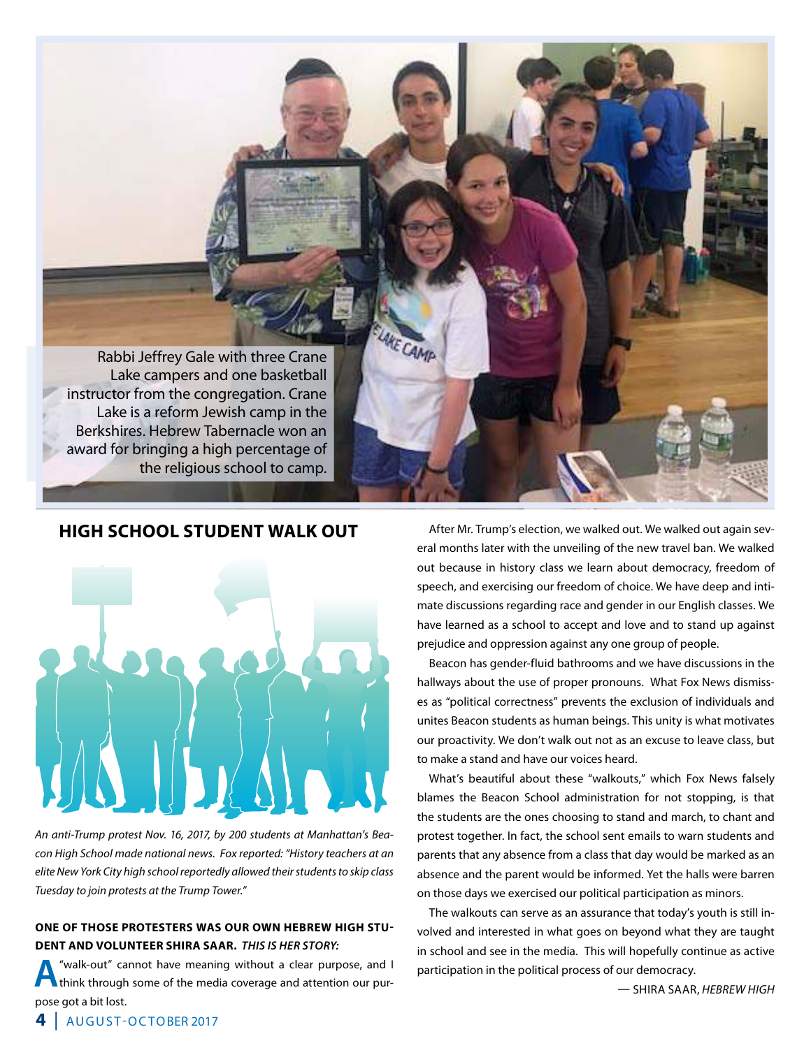Rabbi Jeffrey Gale with three Crane Lake campers and one basketball instructor from the congregation. Crane Lake is a reform Jewish camp in the Berkshires. Hebrew Tabernacle won an award for bringing a high percentage of the religious school to camp.

## HIGH SCHOOL STUDENT WALK OUT

*An anti-Trump protest Nov. 16, 2017, by 200 students at Manhattan's Beacon High School made national news. Fox reported: "History teachers at an elite New York City high school reportedly allowed their students to skip class Tuesday to join protests at the Trump Tower."*

**ONE OF THOSE PROTESTERS WAS OUR OWN HEBREW HIGH STUDENT AND VOLUNTEER SHIRA SAAR.** ***THIS IS HER STORY:***

A "walk-out" cannot have meaning without a clear purpose, and I think through some of the media coverage and attention our purpose got a bit lost.

After Mr. Trump's election, we walked out. We walked out again several months later with the unveiling of the new travel ban. We walked out because in history class we learn about democracy, freedom of speech, and exercising our freedom of choice. We have deep and intimate discussions regarding race and gender in our English classes. We have learned as a school to accept and love and to stand up against prejudice and oppression against any one group of people.

Beacon has gender-fluid bathrooms and we have discussions in the hallways about the use of proper pronouns. What Fox News dismisses as "political correctness" prevents the exclusion of individuals and unites Beacon students as human beings. This unity is what motivates our proactivity. We don't walk out not as an excuse to leave class, but to make a stand and have our voices heard.

What's beautiful about these "walkouts," which Fox News falsely blames the Beacon School administration for not stopping, is that the students are the ones choosing to stand and march, to chant and protest together. In fact, the school sent emails to warn students and parents that any absence from a class that day would be marked as an absence and the parent would be informed. Yet the halls were barren on those days we exercised our political participation as minors.

The walkouts can serve as an assurance that today's youth is still involved and interested in what goes on beyond what they are taught in school and see in the media. This will hopefully continue as active participation in the political process of our democracy.

— SHIRA SAAR, *HEBREW HIGH*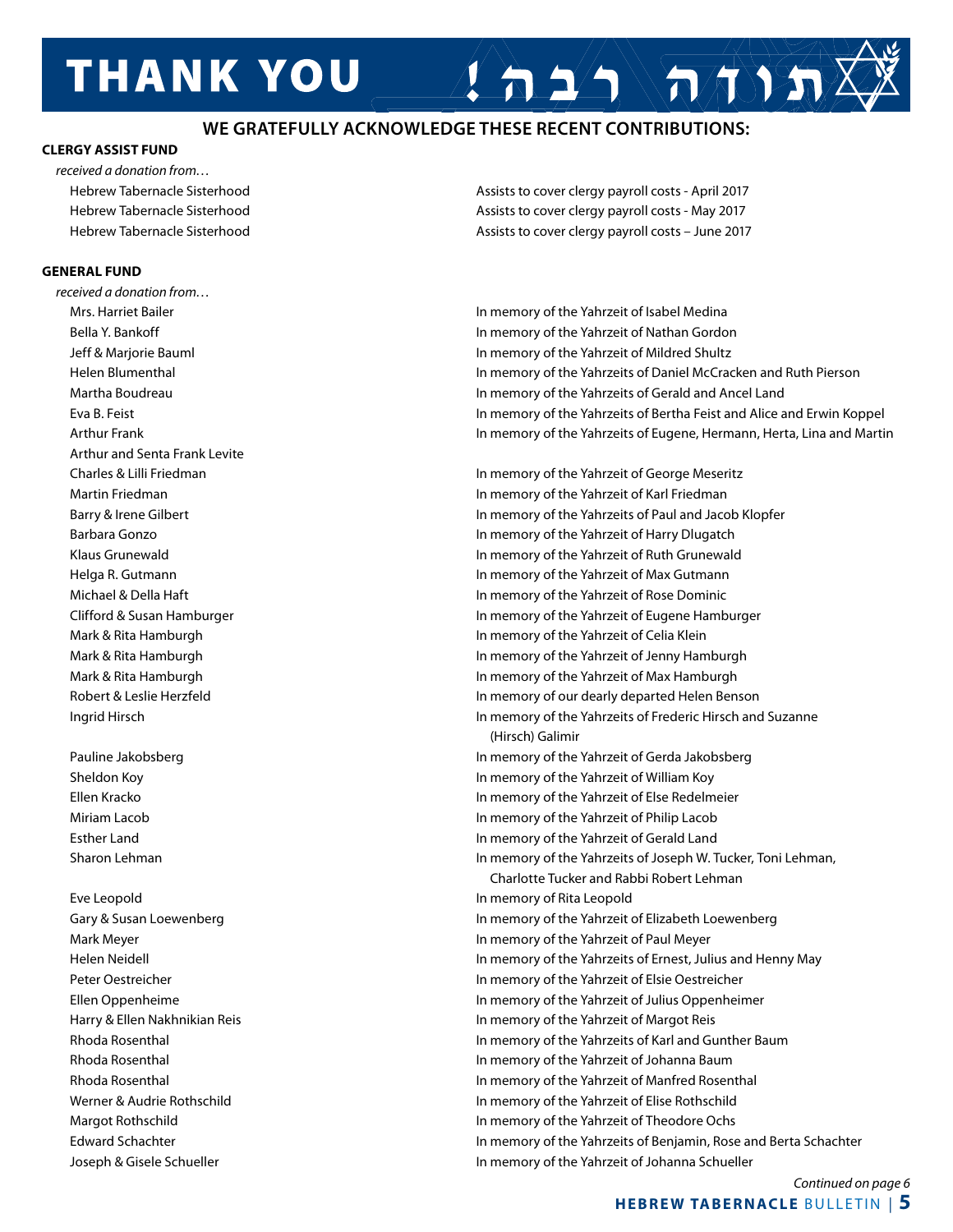# THANK YOU תודה רבה!

## WE GRATEFULLY ACKNOWLEDGE THESE RECENT CONTRIBUTIONS:

### CLERGY ASSIST FUND

*received a donation from…*

| Donor | Note |
|---|---|
| Hebrew Tabernacle Sisterhood | Assists to cover clergy payroll costs - April 2017 |
| Hebrew Tabernacle Sisterhood | Assists to cover clergy payroll costs - May 2017 |
| Hebrew Tabernacle Sisterhood | Assists to cover clergy payroll costs – June 2017 |

### GENERAL FUND

*received a donation from…*

| Donor | Note |
|---|---|
| Mrs. Harriet Bailer | In memory of the Yahrzeit of Isabel Medina |
| Bella Y. Bankoff | In memory of the Yahrzeit of Nathan Gordon |
| Jeff & Marjorie Bauml | In memory of the Yahrzeit of Mildred Shultz |
| Helen Blumenthal | In memory of the Yahrzeits of Daniel McCracken and Ruth Pierson |
| Martha Boudreau | In memory of the Yahrzeits of Gerald and Ancel Land |
| Eva B. Feist | In memory of the Yahrzeits of Bertha Feist and Alice and Erwin Koppel |
| Arthur Frank<br>Arthur and Senta Frank Levite | In memory of the Yahrzeits of Eugene, Hermann, Herta, Lina and Martin |
| Charles & Lilli Friedman | In memory of the Yahrzeit of George Meseritz |
| Martin Friedman | In memory of the Yahrzeit of Karl Friedman |
| Barry & Irene Gilbert | In memory of the Yahrzeits of Paul and Jacob Klopfer |
| Barbara Gonzo | In memory of the Yahrzeit of Harry Dlugatch |
| Klaus Grunewald | In memory of the Yahrzeit of Ruth Grunewald |
| Helga R. Gutmann | In memory of the Yahrzeit of Max Gutmann |
| Michael & Della Haft | In memory of the Yahrzeit of Rose Dominic |
| Clifford & Susan Hamburger | In memory of the Yahrzeit of Eugene Hamburger |
| Mark & Rita Hamburgh | In memory of the Yahrzeit of Celia Klein |
| Mark & Rita Hamburgh | In memory of the Yahrzeit of Jenny Hamburgh |
| Mark & Rita Hamburgh | In memory of the Yahrzeit of Max Hamburgh |
| Robert & Leslie Herzfeld | In memory of our dearly departed Helen Benson |
| Ingrid Hirsch | In memory of the Yahrzeits of Frederic Hirsch and Suzanne (Hirsch) Galimir |
| Pauline Jakobsberg | In memory of the Yahrzeit of Gerda Jakobsberg |
| Sheldon Koy | In memory of the Yahrzeit of William Koy |
| Ellen Kracko | In memory of the Yahrzeit of Else Redelmeier |
| Miriam Lacob | In memory of the Yahrzeit of Philip Lacob |
| Esther Land | In memory of the Yahrzeit of Gerald Land |
| Sharon Lehman | In memory of the Yahrzeits of Joseph W. Tucker, Toni Lehman, Charlotte Tucker and Rabbi Robert Lehman |
| Eve Leopold | In memory of Rita Leopold |
| Gary & Susan Loewenberg | In memory of the Yahrzeit of Elizabeth Loewenberg |
| Mark Meyer | In memory of the Yahrzeit of Paul Meyer |
| Helen Neidell | In memory of the Yahrzeits of Ernest, Julius and Henny May |
| Peter Oestreicher | In memory of the Yahrzeit of Elsie Oestreicher |
| Ellen Oppenheime | In memory of the Yahrzeit of Julius Oppenheimer |
| Harry & Ellen Nakhnikian Reis | In memory of the Yahrzeit of Margot Reis |
| Rhoda Rosenthal | In memory of the Yahrzeits of Karl and Gunther Baum |
| Rhoda Rosenthal | In memory of the Yahrzeit of Johanna Baum |
| Rhoda Rosenthal | In memory of the Yahrzeit of Manfred Rosenthal |
| Werner & Audrie Rothschild | In memory of the Yahrzeit of Elise Rothschild |
| Margot Rothschild | In memory of the Yahrzeit of Theodore Ochs |
| Edward Schachter | In memory of the Yahrzeits of Benjamin, Rose and Berta Schachter |
| Joseph & Gisele Schueller | In memory of the Yahrzeit of Johanna Schueller |

*Continued on page 6*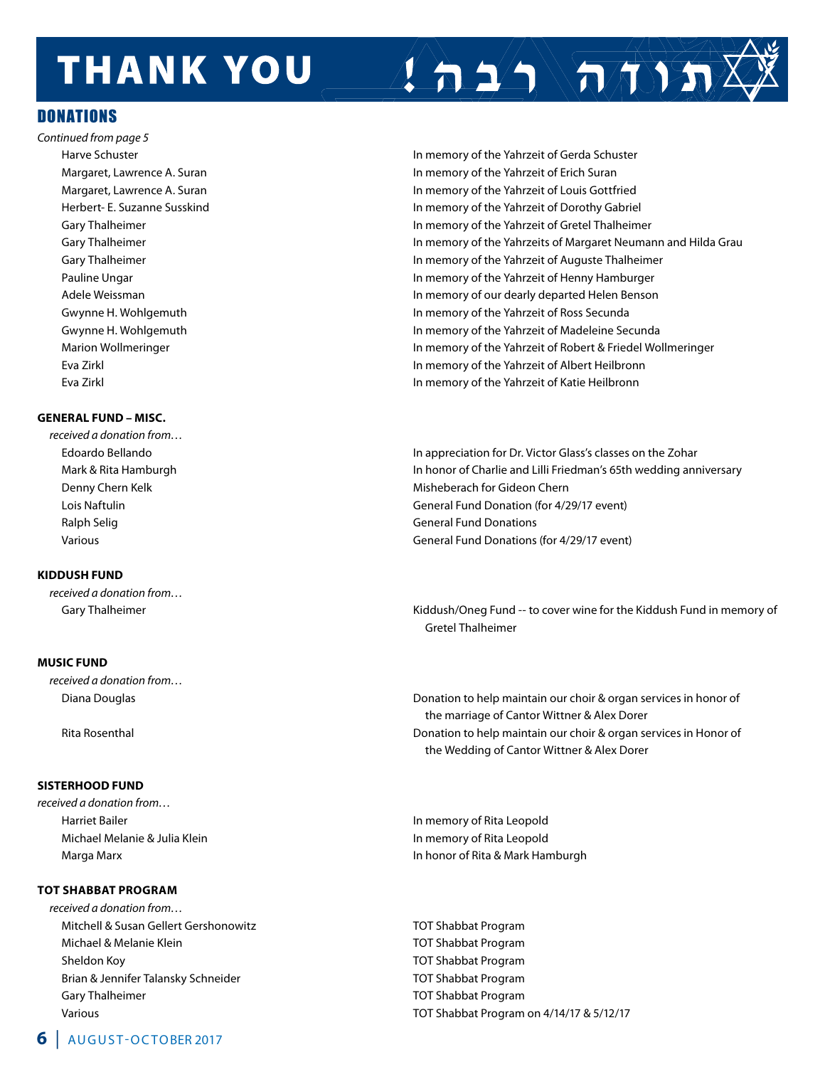# THANK YOU תודה רבה!

## DONATIONS

*Continued from page 5*

| | |
|---|---|
| Harve Schuster | In memory of the Yahrzeit of Gerda Schuster |
| Margaret, Lawrence A. Suran | In memory of the Yahrzeit of Erich Suran |
| Margaret, Lawrence A. Suran | In memory of the Yahrzeit of Louis Gottfried |
| Herbert- E. Suzanne Susskind | In memory of the Yahrzeit of Dorothy Gabriel |
| Gary Thalheimer | In memory of the Yahrzeit of Gretel Thalheimer |
| Gary Thalheimer | In memory of the Yahrzeits of Margaret Neumann and Hilda Grau |
| Gary Thalheimer | In memory of the Yahrzeit of Auguste Thalheimer |
| Pauline Ungar | In memory of the Yahrzeit of Henny Hamburger |
| Adele Weissman | In memory of our dearly departed Helen Benson |
| Gwynne H. Wohlgemuth | In memory of the Yahrzeit of Ross Secunda |
| Gwynne H. Wohlgemuth | In memory of the Yahrzeit of Madeleine Secunda |
| Marion Wollmeringer | In memory of the Yahrzeit of Robert & Friedel Wollmeringer |
| Eva Zirkl | In memory of the Yahrzeit of Albert Heilbronn |
| Eva Zirkl | In memory of the Yahrzeit of Katie Heilbronn |

**GENERAL FUND – MISC.**

*received a donation from…*

| | |
|---|---|
| Edoardo Bellando | In appreciation for Dr. Victor Glass's classes on the Zohar |
| Mark & Rita Hamburgh | In honor of Charlie and Lilli Friedman's 65th wedding anniversary |
| Denny Chern Kelk | Misheberach for Gideon Chern |
| Lois Naftulin | General Fund Donation (for 4/29/17 event) |
| Ralph Selig | General Fund Donations |
| Various | General Fund Donations (for 4/29/17 event) |

**KIDDUSH FUND**

*received a donation from…*

| | |
|---|---|
| Gary Thalheimer | Kiddush/Oneg Fund -- to cover wine for the Kiddush Fund in memory of Gretel Thalheimer |

**MUSIC FUND**

*received a donation from…*

| | |
|---|---|
| Diana Douglas | Donation to help maintain our choir & organ services in honor of the marriage of Cantor Wittner & Alex Dorer |
| Rita Rosenthal | Donation to help maintain our choir & organ services in Honor of the Wedding of Cantor Wittner & Alex Dorer |

**SISTERHOOD FUND**

*received a donation from…*

| | |
|---|---|
| Harriet Bailer | In memory of Rita Leopold |
| Michael Melanie & Julia Klein | In memory of Rita Leopold |
| Marga Marx | In honor of Rita & Mark Hamburgh |

**TOT SHABBAT PROGRAM**

*received a donation from…*

| | |
|---|---|
| Mitchell & Susan Gellert Gershonowitz | TOT Shabbat Program |
| Michael & Melanie Klein | TOT Shabbat Program |
| Sheldon Koy | TOT Shabbat Program |
| Brian & Jennifer Talansky Schneider | TOT Shabbat Program |
| Gary Thalheimer | TOT Shabbat Program |
| Various | TOT Shabbat Program on 4/14/17 & 5/12/17 |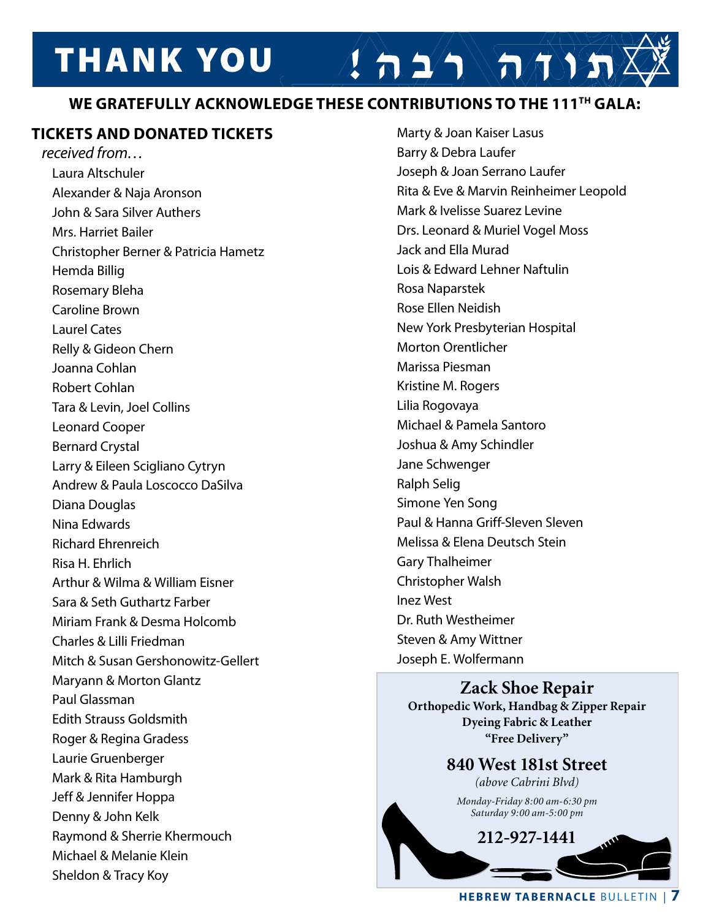# THANK YOU תודה רבה!

## WE GRATEFULLY ACKNOWLEDGE THESE CONTRIBUTIONS TO THE 111TH GALA:

### TICKETS AND DONATED TICKETS

*received from…*

Laura Altschuler
Alexander & Naja Aronson
John & Sara Silver Authers
Mrs. Harriet Bailer
Christopher Berner & Patricia Hametz
Hemda Billig
Rosemary Bleha
Caroline Brown
Laurel Cates
Relly & Gideon Chern
Joanna Cohlan
Robert Cohlan
Tara & Levin, Joel Collins
Leonard Cooper
Bernard Crystal
Larry & Eileen Scigliano Cytryn
Andrew & Paula Loscocco DaSilva
Diana Douglas
Nina Edwards
Richard Ehrenreich
Risa H. Ehrlich
Arthur & Wilma & William Eisner
Sara & Seth Guthartz Farber
Miriam Frank & Desma Holcomb
Charles & Lilli Friedman
Mitch & Susan Gershonowitz-Gellert
Maryann & Morton Glantz
Paul Glassman
Edith Strauss Goldsmith
Roger & Regina Gradess
Laurie Gruenberger
Mark & Rita Hamburgh
Jeff & Jennifer Hoppa
Denny & John Kelk
Raymond & Sherrie Khermouch
Michael & Melanie Klein
Sheldon & Tracy Koy
Marty & Joan Kaiser Lasus
Barry & Debra Laufer
Joseph & Joan Serrano Laufer
Rita & Eve & Marvin Reinheimer Leopold
Mark & Ivelisse Suarez Levine
Drs. Leonard & Muriel Vogel Moss
Jack and Ella Murad
Lois & Edward Lehner Naftulin
Rosa Naparstek
Rose Ellen Neidish
New York Presbyterian Hospital
Morton Orentlicher
Marissa Piesman
Kristine M. Rogers
Lilia Rogovaya
Michael & Pamela Santoro
Joshua & Amy Schindler
Jane Schwenger
Ralph Selig
Simone Yen Song
Paul & Hanna Griff-Sleven Sleven
Melissa & Elena Deutsch Stein
Gary Thalheimer
Christopher Walsh
Inez West
Dr. Ruth Westheimer
Steven & Amy Wittner
Joseph E. Wolfermann

---

**Zack Shoe Repair**
**Orthopedic Work, Handbag & Zipper Repair**
**Dyeing Fabric & Leather**
**"Free Delivery"**

**840 West 181st Street**
*(above Cabrini Blvd)*

*Monday-Friday 8:00 am-6:30 pm*
*Saturday 9:00 am-5:00 pm*

**212-927-1441**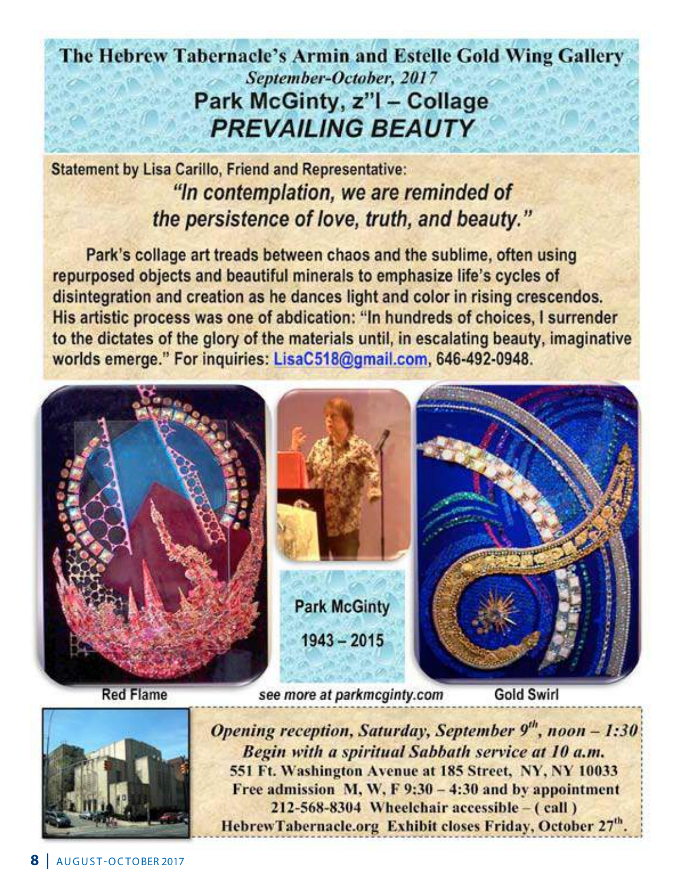# The Hebrew Tabernacle's Armin and Estelle Gold Wing Gallery

*September-October, 2017*

## Park McGinty, z"l – Collage

## *PREVAILING BEAUTY*

Statement by Lisa Carillo, Friend and Representative:

***"In contemplation, we are reminded of the persistence of love, truth, and beauty."***

Park's collage art treads between chaos and the sublime, often using repurposed objects and beautiful minerals to emphasize life's cycles of disintegration and creation as he dances light and color in rising crescendos. His artistic process was one of abdication: "In hundreds of choices, I surrender to the dictates of the glory of the materials until, in escalating beauty, imaginative worlds emerge." For inquiries: LisaC518@gmail.com, 646-492-0948.

Red Flame

**Park McGinty**

**1943 – 2015**

Gold Swirl

*see more at parkmcginty.com*

***Opening reception, Saturday, September 9th, noon – 1:30***

***Begin with a spiritual Sabbath service at 10 a.m.***

**551 Ft. Washington Avenue at 185 Street, NY, NY 10033**

**Free admission M, W, F 9:30 – 4:30 and by appointment**

**212-568-8304 Wheelchair accessible – ( call )**

**HebrewTabernacle.org Exhibit closes Friday, October 27th.**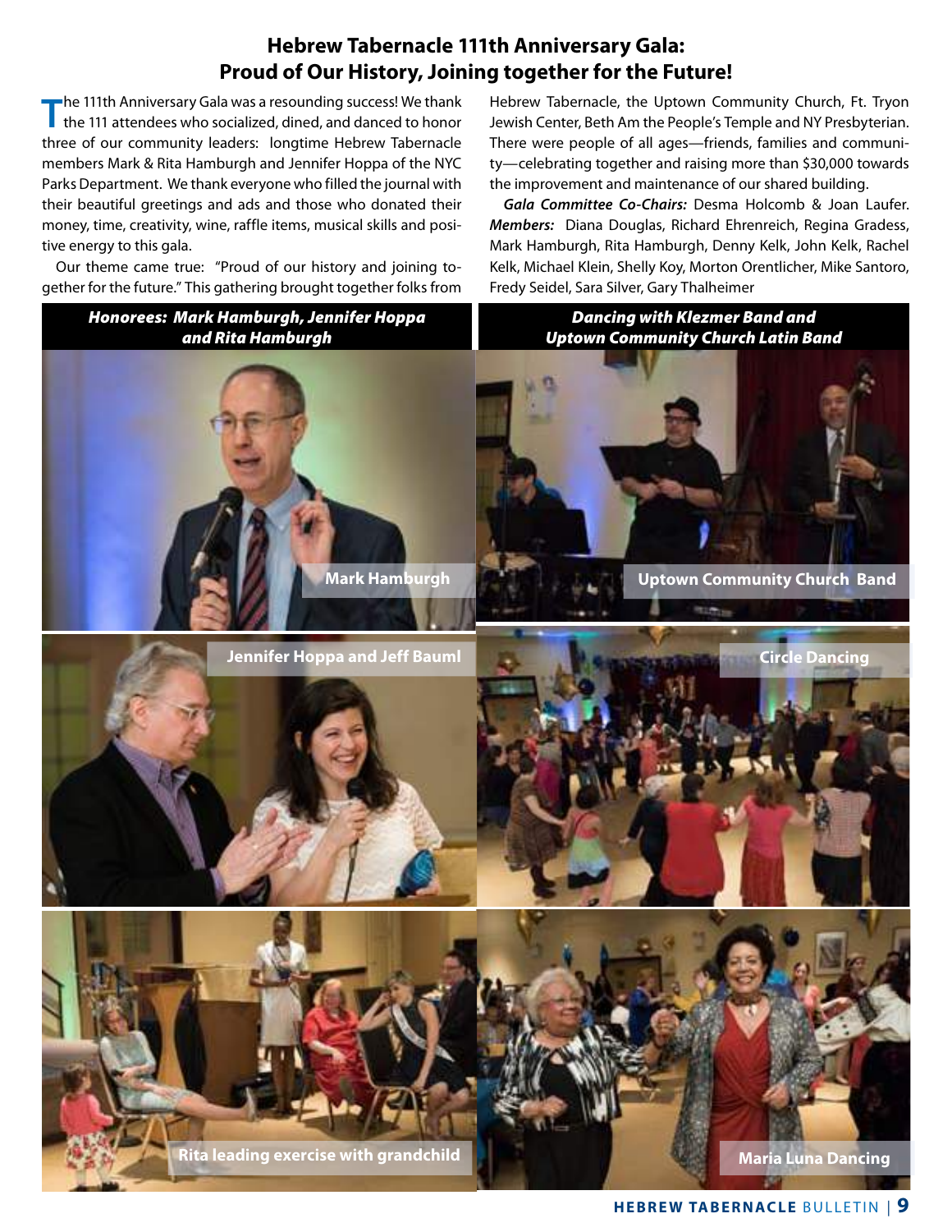# Hebrew Tabernacle 111th Anniversary Gala: Proud of Our History, Joining together for the Future!

The 111th Anniversary Gala was a resounding success! We thank the 111 attendees who socialized, dined, and danced to honor three of our community leaders: longtime Hebrew Tabernacle members Mark & Rita Hamburgh and Jennifer Hoppa of the NYC Parks Department. We thank everyone who filled the journal with their beautiful greetings and ads and those who donated their money, time, creativity, wine, raffle items, musical skills and positive energy to this gala.

Our theme came true: "Proud of our history and joining together for the future." This gathering brought together folks from Hebrew Tabernacle, the Uptown Community Church, Ft. Tryon Jewish Center, Beth Am the People's Temple and NY Presbyterian. There were people of all ages—friends, families and community—celebrating together and raising more than $30,000 towards the improvement and maintenance of our shared building.

***Gala Committee Co-Chairs:*** Desma Holcomb & Joan Laufer. ***Members:*** Diana Douglas, Richard Ehrenreich, Regina Gradess, Mark Hamburgh, Rita Hamburgh, Denny Kelk, John Kelk, Rachel Kelk, Michael Klein, Shelly Koy, Morton Orentlicher, Mike Santoro, Fredy Seidel, Sara Silver, Gary Thalheimer

***Honorees: Mark Hamburgh, Jennifer Hoppa and Rita Hamburgh***

**Mark Hamburgh**

**Jennifer Hoppa and Jeff Bauml**

**Rita leading exercise with grandchild**

***Dancing with Klezmer Band and Uptown Community Church Latin Band***

**Uptown Community Church Band**

**Circle Dancing**

**Maria Luna Dancing**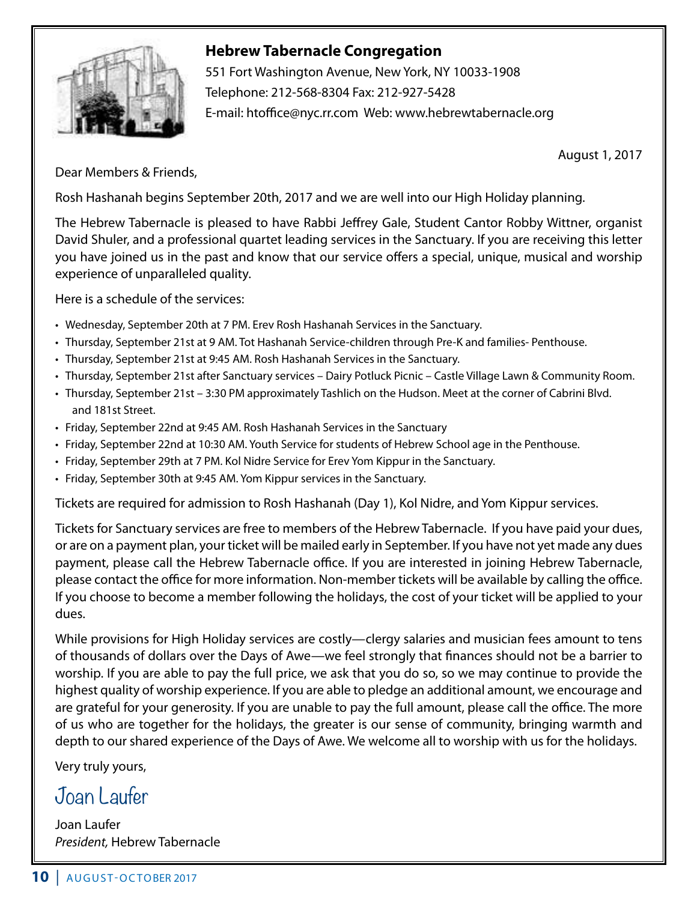**Hebrew Tabernacle Congregation**

551 Fort Washington Avenue, New York, NY 10033-1908
Telephone: 212-568-8304 Fax: 212-927-5428
E-mail: htoffice@nyc.rr.com Web: www.hebrewtabernacle.org

August 1, 2017

Dear Members & Friends,

Rosh Hashanah begins September 20th, 2017 and we are well into our High Holiday planning.

The Hebrew Tabernacle is pleased to have Rabbi Jeffrey Gale, Student Cantor Robby Wittner, organist David Shuler, and a professional quartet leading services in the Sanctuary. If you are receiving this letter you have joined us in the past and know that our service offers a special, unique, musical and worship experience of unparalleled quality.

Here is a schedule of the services:

- Wednesday, September 20th at 7 PM. Erev Rosh Hashanah Services in the Sanctuary.
- Thursday, September 21st at 9 AM. Tot Hashanah Service-children through Pre-K and families- Penthouse.
- Thursday, September 21st at 9:45 AM. Rosh Hashanah Services in the Sanctuary.
- Thursday, September 21st after Sanctuary services – Dairy Potluck Picnic – Castle Village Lawn & Community Room.
- Thursday, September 21st – 3:30 PM approximately Tashlich on the Hudson. Meet at the corner of Cabrini Blvd. and 181st Street.
- Friday, September 22nd at 9:45 AM. Rosh Hashanah Services in the Sanctuary
- Friday, September 22nd at 10:30 AM. Youth Service for students of Hebrew School age in the Penthouse.
- Friday, September 29th at 7 PM. Kol Nidre Service for Erev Yom Kippur in the Sanctuary.
- Friday, September 30th at 9:45 AM. Yom Kippur services in the Sanctuary.

Tickets are required for admission to Rosh Hashanah (Day 1), Kol Nidre, and Yom Kippur services.

Tickets for Sanctuary services are free to members of the Hebrew Tabernacle. If you have paid your dues, or are on a payment plan, your ticket will be mailed early in September. If you have not yet made any dues payment, please call the Hebrew Tabernacle office. If you are interested in joining Hebrew Tabernacle, please contact the office for more information. Non-member tickets will be available by calling the office. If you choose to become a member following the holidays, the cost of your ticket will be applied to your dues.

While provisions for High Holiday services are costly—clergy salaries and musician fees amount to tens of thousands of dollars over the Days of Awe—we feel strongly that finances should not be a barrier to worship. If you are able to pay the full price, we ask that you do so, so we may continue to provide the highest quality of worship experience. If you are able to pledge an additional amount, we encourage and are grateful for your generosity. If you are unable to pay the full amount, please call the office. The more of us who are together for the holidays, the greater is our sense of community, bringing warmth and depth to our shared experience of the Days of Awe. We welcome all to worship with us for the holidays.

Very truly yours,

Joan Laufer

Joan Laufer
*President,* Hebrew Tabernacle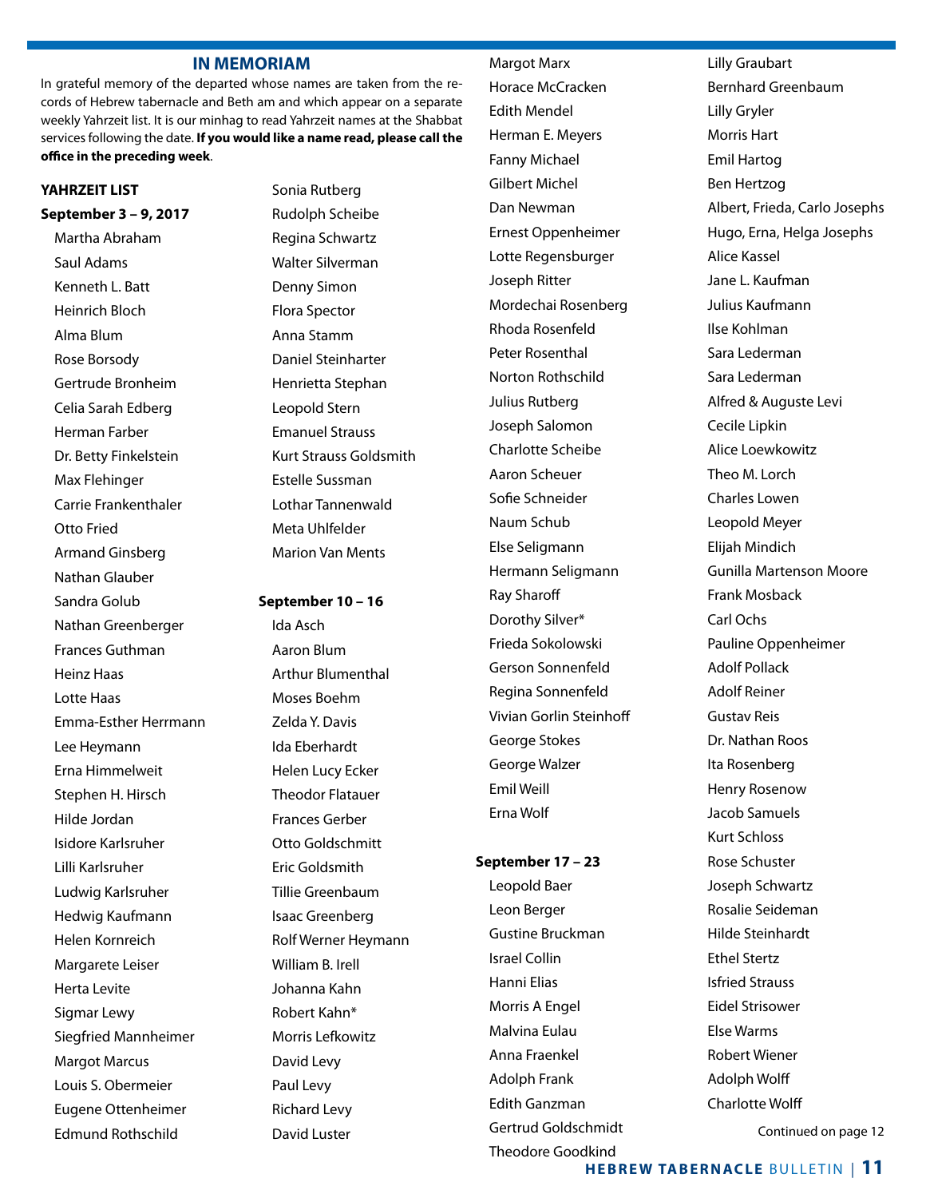## IN MEMORIAM

In grateful memory of the departed whose names are taken from the records of Hebrew tabernacle and Beth am and which appear on a separate weekly Yahrzeit list. It is our minhag to read Yahrzeit names at the Shabbat services following the date. **If you would like a name read, please call the office in the preceding week**.

**YAHRZEIT LIST**

**September 3 – 9, 2017**

Martha Abraham
Saul Adams
Kenneth L. Batt
Heinrich Bloch
Alma Blum
Rose Borsody
Gertrude Bronheim
Celia Sarah Edberg
Herman Farber
Dr. Betty Finkelstein
Max Flehinger
Carrie Frankenthaler
Otto Fried
Armand Ginsberg
Nathan Glauber
Sandra Golub
Nathan Greenberger
Frances Guthman
Heinz Haas
Lotte Haas
Emma-Esther Herrmann
Lee Heymann
Erna Himmelweit
Stephen H. Hirsch
Hilde Jordan
Isidore Karlsruher
Lilli Karlsruher
Ludwig Karlsruher
Hedwig Kaufmann
Helen Kornreich
Margarete Leiser
Herta Levite
Sigmar Lewy
Siegfried Mannheimer
Margot Marcus
Louis S. Obermeier
Eugene Ottenheimer
Edmund Rothschild
Sonia Rutberg
Rudolph Scheibe
Regina Schwartz
Walter Silverman
Denny Simon
Flora Spector
Anna Stamm
Daniel Steinharter
Henrietta Stephan
Leopold Stern
Emanuel Strauss
Kurt Strauss Goldsmith
Estelle Sussman
Lothar Tannenwald
Meta Uhlfelder
Marion Van Ments

**September 10 – 16**

Ida Asch
Aaron Blum
Arthur Blumenthal
Moses Boehm
Zelda Y. Davis
Ida Eberhardt
Helen Lucy Ecker
Theodor Flatauer
Frances Gerber
Otto Goldschmitt
Eric Goldsmith
Tillie Greenbaum
Isaac Greenberg
Rolf Werner Heymann
William B. Irell
Johanna Kahn
Robert Kahn*
Morris Lefkowitz
David Levy
Paul Levy
Richard Levy
David Luster
Margot Marx
Horace McCracken
Edith Mendel
Herman E. Meyers
Fanny Michael
Gilbert Michel
Dan Newman
Ernest Oppenheimer
Lotte Regensburger
Joseph Ritter
Mordechai Rosenberg
Rhoda Rosenfeld
Peter Rosenthal
Norton Rothschild
Julius Rutberg
Joseph Salomon
Charlotte Scheibe
Aaron Scheuer
Sofie Schneider
Naum Schub
Else Seligmann
Hermann Seligmann
Ray Sharoff
Dorothy Silver*
Frieda Sokolowski
Gerson Sonnenfeld
Regina Sonnenfeld
Vivian Gorlin Steinhoff
George Stokes
George Walzer
Emil Weill
Erna Wolf

**September 17 – 23**

Leopold Baer
Leon Berger
Gustine Bruckman
Israel Collin
Hanni Elias
Morris A Engel
Malvina Eulau
Anna Fraenkel
Adolph Frank
Edith Ganzman
Gertrud Goldschmidt
Theodore Goodkind
Lilly Graubart
Bernhard Greenbaum
Lilly Gryler
Morris Hart
Emil Hartog
Ben Hertzog
Albert, Frieda, Carlo Josephs
Hugo, Erna, Helga Josephs
Alice Kassel
Jane L. Kaufman
Julius Kaufmann
Ilse Kohlman
Sara Lederman
Sara Lederman
Alfred & Auguste Levi
Cecile Lipkin
Alice Loewkowitz
Theo M. Lorch
Charles Lowen
Leopold Meyer
Elijah Mindich
Gunilla Martenson Moore
Frank Mosback
Carl Ochs
Pauline Oppenheimer
Adolf Pollack
Adolf Reiner
Gustav Reis
Dr. Nathan Roos
Ita Rosenberg
Henry Rosenow
Jacob Samuels
Kurt Schloss
Rose Schuster
Joseph Schwartz
Rosalie Seideman
Hilde Steinhardt
Ethel Stertz
Isfried Strauss
Eidel Strisower
Else Warms
Robert Wiener
Adolph Wolff
Charlotte Wolff

Continued on page 12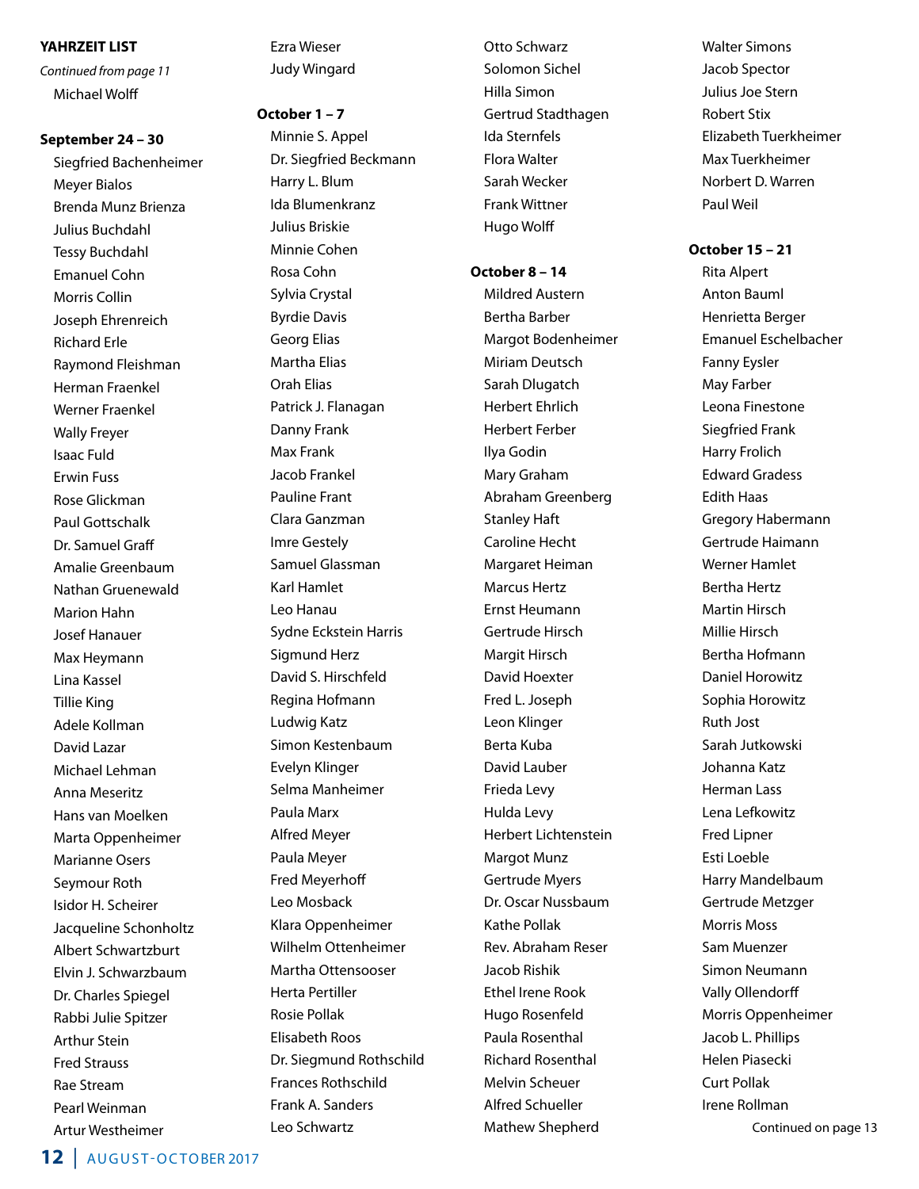## YAHRZEIT LIST

*Continued from page 11*

Michael Wolff

**September 24 – 30**

Siegfried Bachenheimer
Meyer Bialos
Brenda Munz Brienza
Julius Buchdahl
Tessy Buchdahl
Emanuel Cohn
Morris Collin
Joseph Ehrenreich
Richard Erle
Raymond Fleishman
Herman Fraenkel
Werner Fraenkel
Wally Freyer
Isaac Fuld
Erwin Fuss
Rose Glickman
Paul Gottschalk
Dr. Samuel Graff
Amalie Greenbaum
Nathan Gruenewald
Marion Hahn
Josef Hanauer
Max Heymann
Lina Kassel
Tillie King
Adele Kollman
David Lazar
Michael Lehman
Anna Meseritz
Hans van Moelken
Marta Oppenheimer
Marianne Osers
Seymour Roth
Isidor H. Scheirer
Jacqueline Schonholtz
Albert Schwartzburt
Elvin J. Schwarzbaum
Dr. Charles Spiegel
Rabbi Julie Spitzer
Arthur Stein
Fred Strauss
Rae Stream
Pearl Weinman
Artur Westheimer
Ezra Wieser
Judy Wingard

**October 1 – 7**

Minnie S. Appel
Dr. Siegfried Beckmann
Harry L. Blum
Ida Blumenkranz
Julius Briskie
Minnie Cohen
Rosa Cohn
Sylvia Crystal
Byrdie Davis
Georg Elias
Martha Elias
Orah Elias
Patrick J. Flanagan
Danny Frank
Max Frank
Jacob Frankel
Pauline Frant
Clara Ganzman
Imre Gestely
Samuel Glassman
Karl Hamlet
Leo Hanau
Sydne Eckstein Harris
Sigmund Herz
David S. Hirschfeld
Regina Hofmann
Ludwig Katz
Simon Kestenbaum
Evelyn Klinger
Selma Manheimer
Paula Marx
Alfred Meyer
Paula Meyer
Fred Meyerhoff
Leo Mosback
Klara Oppenheimer
Wilhelm Ottenheimer
Martha Ottensooser
Herta Pertiller
Rosie Pollak
Elisabeth Roos
Dr. Siegmund Rothschild
Frances Rothschild
Frank A. Sanders
Leo Schwartz
Otto Schwarz
Solomon Sichel
Hilla Simon
Gertrud Stadthagen
Ida Sternfels
Flora Walter
Sarah Wecker
Frank Wittner
Hugo Wolff

**October 8 – 14**

Mildred Austern
Bertha Barber
Margot Bodenheimer
Miriam Deutsch
Sarah Dlugatch
Herbert Ehrlich
Herbert Ferber
Ilya Godin
Mary Graham
Abraham Greenberg
Stanley Haft
Caroline Hecht
Margaret Heiman
Marcus Hertz
Ernst Heumann
Gertrude Hirsch
Margit Hirsch
David Hoexter
Fred L. Joseph
Leon Klinger
Berta Kuba
David Lauber
Frieda Levy
Hulda Levy
Herbert Lichtenstein
Margot Munz
Gertrude Myers
Dr. Oscar Nussbaum
Kathe Pollak
Rev. Abraham Reser
Jacob Rishik
Ethel Irene Rook
Hugo Rosenfeld
Paula Rosenthal
Richard Rosenthal
Melvin Scheuer
Alfred Schueller
Mathew Shepherd
Walter Simons
Jacob Spector
Julius Joe Stern
Robert Stix
Elizabeth Tuerkheimer
Max Tuerkheimer
Norbert D. Warren
Paul Weil

**October 15 – 21**

Rita Alpert
Anton Bauml
Henrietta Berger
Emanuel Eschelbacher
Fanny Eysler
May Farber
Leona Finestone
Siegfried Frank
Harry Frolich
Edward Gradess
Edith Haas
Gregory Habermann
Gertrude Haimann
Werner Hamlet
Bertha Hertz
Martin Hirsch
Millie Hirsch
Bertha Hofmann
Daniel Horowitz
Sophia Horowitz
Ruth Jost
Sarah Jutkowski
Johanna Katz
Herman Lass
Lena Lefkowitz
Fred Lipner
Esti Loeble
Harry Mandelbaum
Gertrude Metzger
Morris Moss
Sam Muenzer
Simon Neumann
Vally Ollendorff
Morris Oppenheimer
Jacob L. Phillips
Helen Piasecki
Curt Pollak
Irene Rollman

Continued on page 13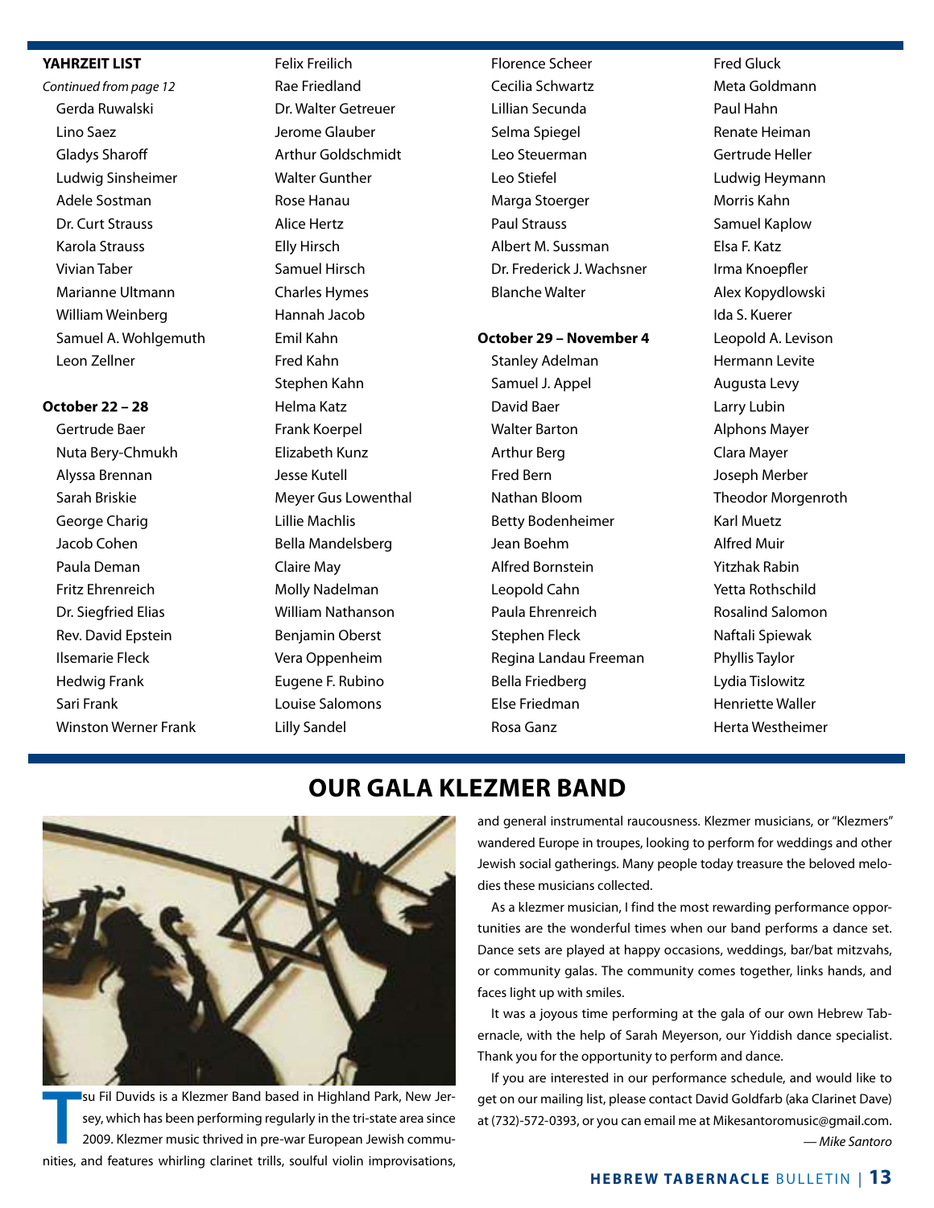**YAHRZEIT LIST**

*Continued from page 12*

Gerda Ruwalski
Lino Saez
Gladys Sharoff
Ludwig Sinsheimer
Adele Sostman
Dr. Curt Strauss
Karola Strauss
Vivian Taber
Marianne Ultmann
William Weinberg
Samuel A. Wohlgemuth
Leon Zellner

**October 22 – 28**

Gertrude Baer
Nuta Bery-Chmukh
Alyssa Brennan
Sarah Briskie
George Charig
Jacob Cohen
Paula Deman
Fritz Ehrenreich
Dr. Siegfried Elias
Rev. David Epstein
Ilsemarie Fleck
Hedwig Frank
Sari Frank
Winston Werner Frank
Felix Freilich
Rae Friedland
Dr. Walter Getreuer
Jerome Glauber
Arthur Goldschmidt
Walter Gunther
Rose Hanau
Alice Hertz
Elly Hirsch
Samuel Hirsch
Charles Hymes
Hannah Jacob
Emil Kahn
Fred Kahn
Stephen Kahn
Helma Katz
Frank Koerpel
Elizabeth Kunz
Jesse Kutell
Meyer Gus Lowenthal
Lillie Machlis
Bella Mandelsberg
Claire May
Molly Nadelman
William Nathanson
Benjamin Oberst
Vera Oppenheim
Eugene F. Rubino
Louise Salomons
Lilly Sandel
Florence Scheer
Cecilia Schwartz
Lillian Secunda
Selma Spiegel
Leo Steuerman
Leo Stiefel
Marga Stoerger
Paul Strauss
Albert M. Sussman
Dr. Frederick J. Wachsner
Blanche Walter

**October 29 – November 4**

Stanley Adelman
Samuel J. Appel
David Baer
Walter Barton
Arthur Berg
Fred Bern
Nathan Bloom
Betty Bodenheimer
Jean Boehm
Alfred Bornstein
Leopold Cahn
Paula Ehrenreich
Stephen Fleck
Regina Landau Freeman
Bella Friedberg
Else Friedman
Rosa Ganz
Fred Gluck
Meta Goldmann
Paul Hahn
Renate Heiman
Gertrude Heller
Ludwig Heymann
Morris Kahn
Samuel Kaplow
Elsa F. Katz
Irma Knoepfler
Alex Kopydlowski
Ida S. Kuerer
Leopold A. Levison
Hermann Levite
Augusta Levy
Larry Lubin
Alphons Mayer
Clara Mayer
Joseph Merber
Theodor Morgenroth
Karl Muetz
Alfred Muir
Yitzhak Rabin
Yetta Rothschild
Rosalind Salomon
Naftali Spiewak
Phyllis Taylor
Lydia Tislowitz
Henriette Waller
Herta Westheimer

## OUR GALA KLEZMER BAND

Tsu Fil Duvids is a Klezmer Band based in Highland Park, New Jersey, which has been performing regularly in the tri-state area since 2009. Klezmer music thrived in pre-war European Jewish communities, and features whirling clarinet trills, soulful violin improvisations, and general instrumental raucousness. Klezmer musicians, or "Klezmers" wandered Europe in troupes, looking to perform for weddings and other Jewish social gatherings. Many people today treasure the beloved melodies these musicians collected.

As a klezmer musician, I find the most rewarding performance opportunities are the wonderful times when our band performs a dance set. Dance sets are played at happy occasions, weddings, bar/bat mitzvahs, or community galas. The community comes together, links hands, and faces light up with smiles.

It was a joyous time performing at the gala of our own Hebrew Tabernacle, with the help of Sarah Meyerson, our Yiddish dance specialist. Thank you for the opportunity to perform and dance.

If you are interested in our performance schedule, and would like to get on our mailing list, please contact David Goldfarb (aka Clarinet Dave) at (732)-572-0393, or you can email me at Mikesantoromusic@gmail.com.

*— Mike Santoro*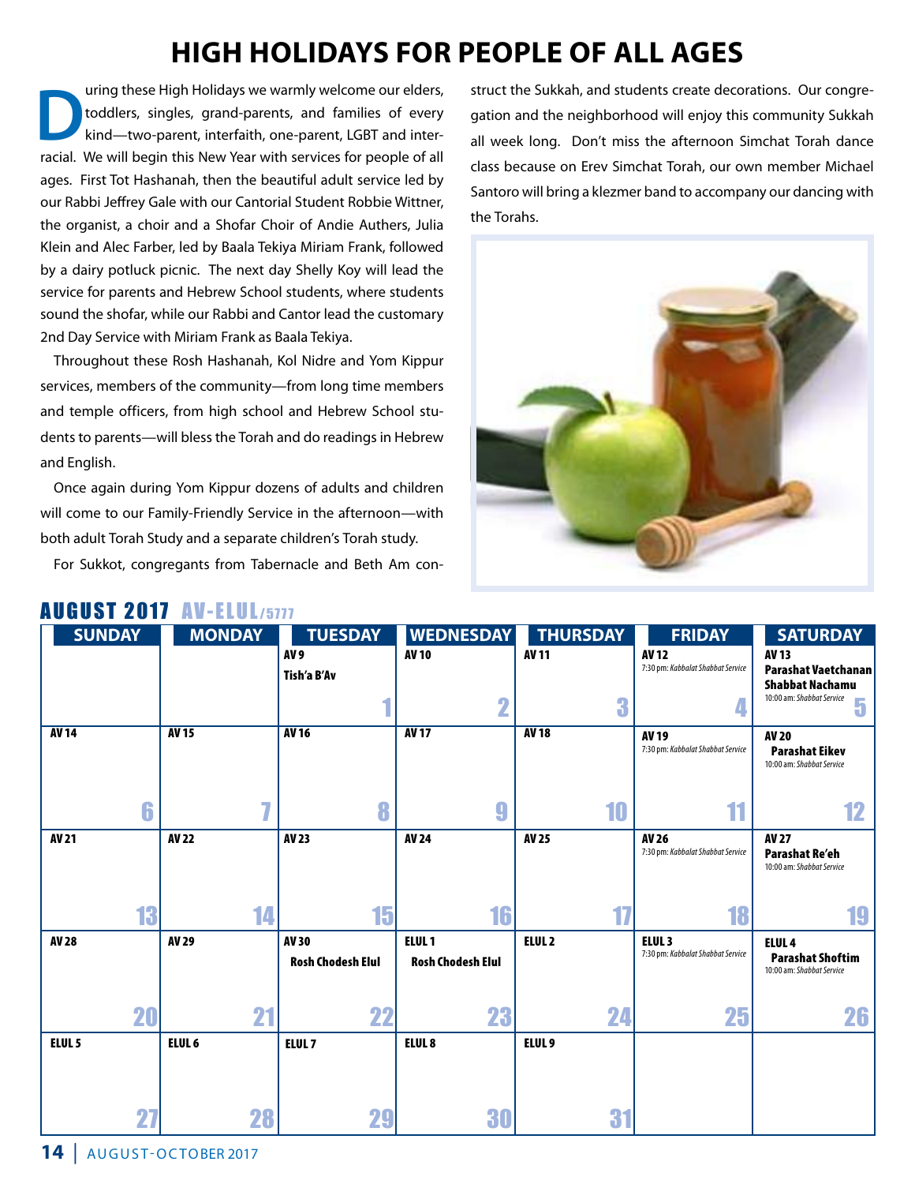# HIGH HOLIDAYS FOR PEOPLE OF ALL AGES

During these High Holidays we warmly welcome our elders, toddlers, singles, grand-parents, and families of every kind—two-parent, interfaith, one-parent, LGBT and interracial. We will begin this New Year with services for people of all ages. First Tot Hashanah, then the beautiful adult service led by our Rabbi Jeffrey Gale with our Cantorial Student Robbie Wittner, the organist, a choir and a Shofar Choir of Andie Authers, Julia Klein and Alec Farber, led by Baala Tekiya Miriam Frank, followed by a dairy potluck picnic. The next day Shelly Koy will lead the service for parents and Hebrew School students, where students sound the shofar, while our Rabbi and Cantor lead the customary 2nd Day Service with Miriam Frank as Baala Tekiya.

Throughout these Rosh Hashanah, Kol Nidre and Yom Kippur services, members of the community—from long time members and temple officers, from high school and Hebrew School students to parents—will bless the Torah and do readings in Hebrew and English.

Once again during Yom Kippur dozens of adults and children will come to our Family-Friendly Service in the afternoon—with both adult Torah Study and a separate children's Torah study.

For Sukkot, congregants from Tabernacle and Beth Am construct the Sukkah, and students create decorations. Our congregation and the neighborhood will enjoy this community Sukkah all week long. Don't miss the afternoon Simchat Torah dance class because on Erev Simchat Torah, our own member Michael Santoro will bring a klezmer band to accompany our dancing with the Torahs.

## AUGUST 2017 AV-ELUL/5777

| SUNDAY | MONDAY | TUESDAY | WEDNESDAY | THURSDAY | FRIDAY | SATURDAY |
|---|---|---|---|---|---|---|
| | | AV 9<br>Tish'a B'Av<br>1 | AV 10<br>2 | AV 11<br>3 | AV 12<br>7:30 pm: *Kabbalat Shabbat Service*<br>4 | AV 13<br>**Parashat Vaetchanan**<br>**Shabbat Nachamu**<br>10:00 am: *Shabbat Service*<br>5 |
| AV 14<br>6 | AV 15<br>7 | AV 16<br>8 | AV 17<br>9 | AV 18<br>10 | AV 19<br>7:30 pm: *Kabbalat Shabbat Service*<br>11 | AV 20<br>**Parashat Eikev**<br>10:00 am: *Shabbat Service*<br>12 |
| AV 21<br>13 | AV 22<br>14 | AV 23<br>15 | AV 24<br>16 | AV 25<br>17 | AV 26<br>7:30 pm: *Kabbalat Shabbat Service*<br>18 | AV 27<br>**Parashat Re'eh**<br>10:00 am: *Shabbat Service*<br>19 |
| AV 28<br>20 | AV 29<br>21 | AV 30<br>**Rosh Chodesh Elul**<br>22 | ELUL 1<br>**Rosh Chodesh Elul**<br>23 | ELUL 2<br>24 | ELUL 3<br>7:30 pm: *Kabbalat Shabbat Service*<br>25 | ELUL 4<br>**Parashat Shoftim**<br>10:00 am: *Shabbat Service*<br>26 |
| ELUL 5<br>27 | ELUL 6<br>28 | ELUL 7<br>29 | ELUL 8<br>30 | ELUL 9<br>31 | | |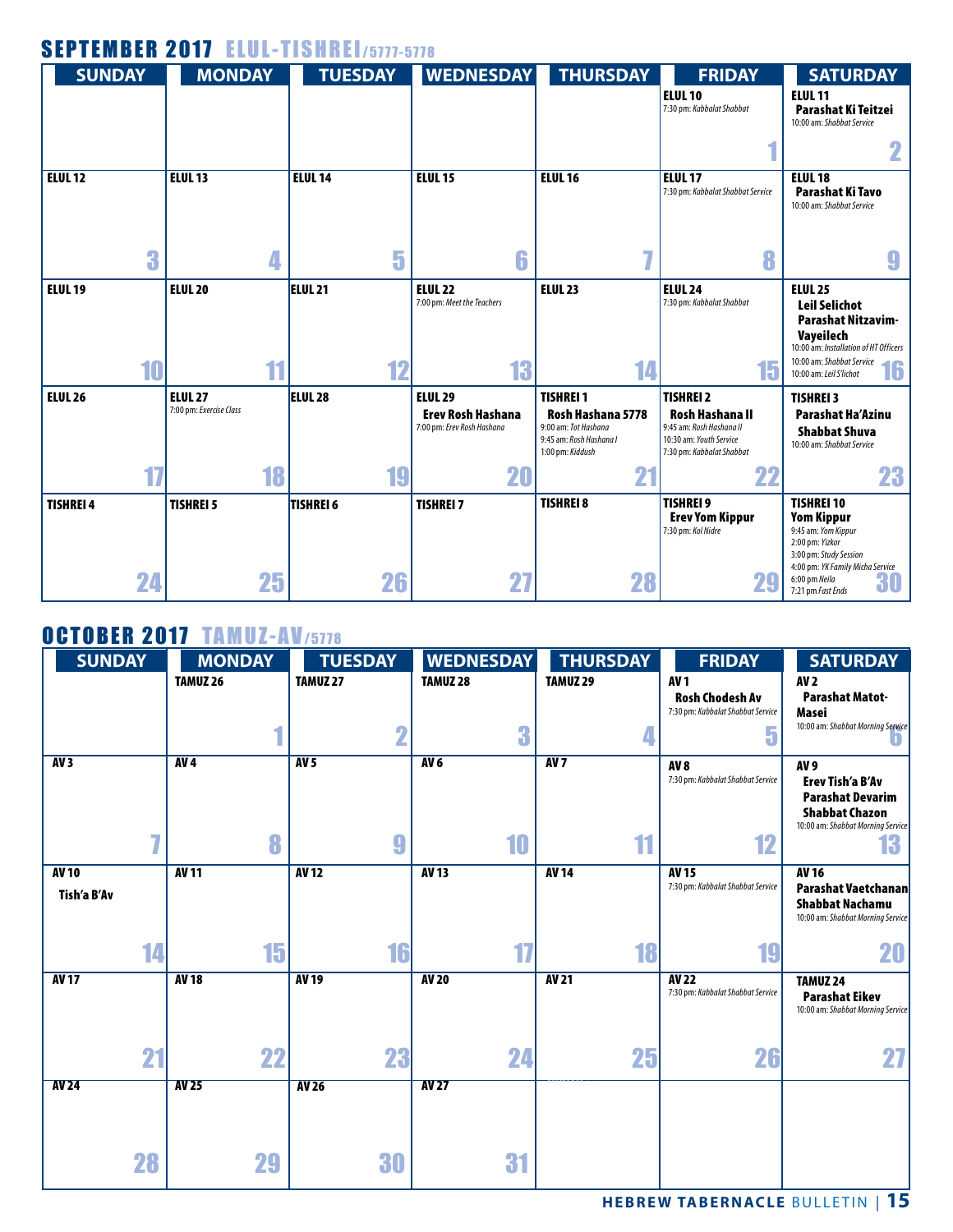## SEPTEMBER 2017 ELUL-TISHREI/5777-5778

| SUNDAY | MONDAY | TUESDAY | WEDNESDAY | THURSDAY | FRIDAY | SATURDAY |
|---|---|---|---|---|---|---|
| | | | | | **ELUL 10**<br>7:30 pm: *Kabbalat Shabbat*<br>1 | **ELUL 11**<br>**Parashat Ki Teitzei**<br>10:00 am: *Shabbat Service*<br>2 |
| **ELUL 12**<br>3 | **ELUL 13**<br>4 | **ELUL 14**<br>5 | **ELUL 15**<br>6 | **ELUL 16**<br>7 | **ELUL 17**<br>7:30 pm: *Kabbalat Shabbat Service*<br>8 | **ELUL 18**<br>**Parashat Ki Tavo**<br>10:00 am: *Shabbat Service*<br>9 |
| **ELUL 19**<br>10 | **ELUL 20**<br>11 | **ELUL 21**<br>12 | **ELUL 22**<br>7:00 pm: *Meet the Teachers*<br>13 | **ELUL 23**<br>14 | **ELUL 24**<br>7:30 pm: *Kabbalat Shabbat*<br>15 | **ELUL 25**<br>**Leil Selichot**<br>**Parashat Nitzavim-Vayeilech**<br>10:00 am: *Installation of HT Officers*<br>10:00 am: *Shabbat Service*<br>10:00 am: *Leil S'lichot*<br>16 |
| **ELUL 26**<br>17 | **ELUL 27**<br>7:00 pm: *Exercise Class*<br>18 | **ELUL 28**<br>19 | **ELUL 29**<br>**Erev Rosh Hashana**<br>7:00 pm: *Erev Rosh Hashana*<br>20 | **TISHREI 1**<br>**Rosh Hashana 5778**<br>9:00 am: *Tot Hashana*<br>9:45 am: *Rosh Hashana I*<br>1:00 pm: *Kiddush*<br>21 | **TISHREI 2**<br>**Rosh Hashana II**<br>9:45 am: *Rosh Hashana II*<br>10:30 am: *Youth Service*<br>7:30 pm: *Kabbalat Shabbat*<br>22 | **TISHREI 3**<br>**Parashat Ha'Azinu**<br>**Shabbat Shuva**<br>10:00 am: *Shabbat Service*<br>23 |
| **TISHREI 4**<br>24 | **TISHREI 5**<br>25 | **TISHREI 6**<br>26 | **TISHREI 7**<br>27 | **TISHREI 8**<br>28 | **TISHREI 9**<br>**Erev Yom Kippur**<br>7:30 pm: *Kol Nidre*<br>29 | **TISHREI 10**<br>**Yom Kippur**<br>9:45 am: *Yom Kippur*<br>2:00 pm: *Yizkor*<br>3:00 pm: *Study Session*<br>4:00 pm: *YK Family Micha Service*<br>6:00 pm *Neila*<br>7:21 pm *Fast Ends*<br>30 |

## OCTOBER 2017 TAMUZ-AV/5778

| SUNDAY | MONDAY | TUESDAY | WEDNESDAY | THURSDAY | FRIDAY | SATURDAY |
|---|---|---|---|---|---|---|
| | **TAMUZ 26**<br>1 | **TAMUZ 27**<br>2 | **TAMUZ 28**<br>3 | **TAMUZ 29**<br>4 | **AV 1**<br>**Rosh Chodesh Av**<br>7:30 pm: *Kabbalat Shabbat Service*<br>5 | **AV 2**<br>**Parashat Matot-Masei**<br>10:00 am: *Shabbat Morning Service*<br>6 |
| **AV 3**<br>7 | **AV 4**<br>8 | **AV 5**<br>9 | **AV 6**<br>10 | **AV 7**<br>11 | **AV 8**<br>7:30 pm: *Kabbalat Shabbat Service*<br>12 | **AV 9**<br>**Erev Tish'a B'Av**<br>**Parashat Devarim**<br>**Shabbat Chazon**<br>10:00 am: *Shabbat Morning Service*<br>13 |
| **AV 10**<br>**Tish'a B'Av**<br>14 | **AV 11**<br>15 | **AV 12**<br>16 | **AV 13**<br>17 | **AV 14**<br>18 | **AV 15**<br>7:30 pm: *Kabbalat Shabbat Service*<br>19 | **AV 16**<br>**Parashat Vaetchanan**<br>**Shabbat Nachamu**<br>10:00 am: *Shabbat Morning Service*<br>20 |
| **AV 17**<br>21 | **AV 18**<br>22 | **AV 19**<br>23 | **AV 20**<br>24 | **AV 21**<br>25 | **AV 22**<br>7:30 pm: *Kabbalat Shabbat Service*<br>26 | **TAMUZ 24**<br>**Parashat Eikev**<br>10:00 am: *Shabbat Morning Service*<br>27 |
| **AV 24**<br>28 | **AV 25**<br>29 | **AV 26**<br>30 | **AV 27**<br>31 | | | |

**HEBREW TABERNACLE** BULLETIN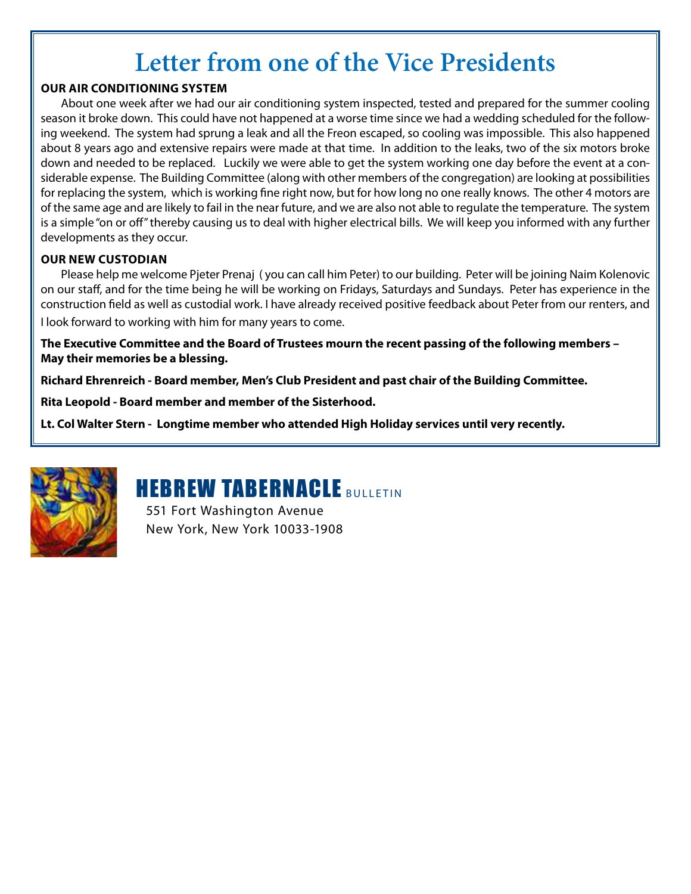# Letter from one of the Vice Presidents

**OUR AIR CONDITIONING SYSTEM**

About one week after we had our air conditioning system inspected, tested and prepared for the summer cooling season it broke down. This could have not happened at a worse time since we had a wedding scheduled for the following weekend. The system had sprung a leak and all the Freon escaped, so cooling was impossible. This also happened about 8 years ago and extensive repairs were made at that time. In addition to the leaks, two of the six motors broke down and needed to be replaced. Luckily we were able to get the system working one day before the event at a considerable expense. The Building Committee (along with other members of the congregation) are looking at possibilities for replacing the system, which is working fine right now, but for how long no one really knows. The other 4 motors are of the same age and are likely to fail in the near future, and we are also not able to regulate the temperature. The system is a simple "on or off" thereby causing us to deal with higher electrical bills. We will keep you informed with any further developments as they occur.

**OUR NEW CUSTODIAN**

Please help me welcome Pjeter Prenaj ( you can call him Peter) to our building. Peter will be joining Naim Kolenovic on our staff, and for the time being he will be working on Fridays, Saturdays and Sundays. Peter has experience in the construction field as well as custodial work. I have already received positive feedback about Peter from our renters, and I look forward to working with him for many years to come.

**The Executive Committee and the Board of Trustees mourn the recent passing of the following members – May their memories be a blessing.**

**Richard Ehrenreich - Board member, Men's Club President and past chair of the Building Committee.**

**Rita Leopold - Board member and member of the Sisterhood.**

**Lt. Col Walter Stern - Longtime member who attended High Holiday services until very recently.**

**HEBREW TABERNACLE** BULLETIN

551 Fort Washington Avenue
New York, New York 10033-1908